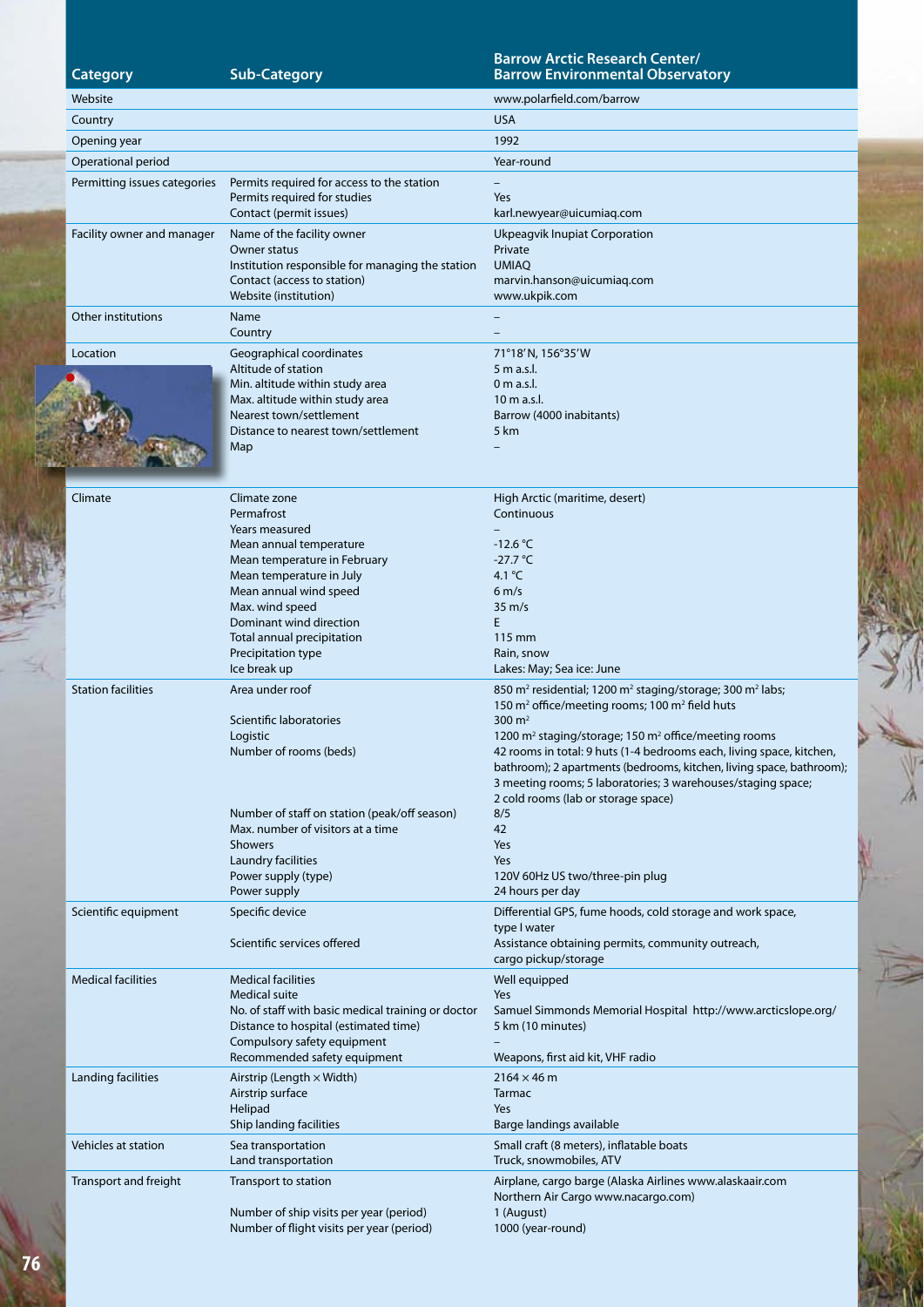| Category | Sub-Category | Barrow Arctic Research Center/ Barrow Environmental Observatory |
|---|---|---|
| Website | | www.polarfield.com/barrow |
| Country | | USA |
| Opening year | | 1992 |
| Operational period | | Year-round |
| Permitting issues categories | Permits required for access to the station<br>Permits required for studies<br>Contact (permit issues) | –<br>Yes<br>karl.newyear@uicumiaq.com |
| Facility owner and manager | Name of the facility owner<br>Owner status<br>Institution responsible for managing the station<br>Contact (access to station)<br>Website (institution) | Ukpeagvik Inupiat Corporation<br>Private<br>UMIAQ<br>marvin.hanson@uicumiaq.com<br>www.ukpik.com |
| Other institutions | Name<br>Country | –<br>– |
| Location | Geographical coordinates<br>Altitude of station<br>Min. altitude within study area<br>Max. altitude within study area<br>Nearest town/settlement<br>Distance to nearest town/settlement<br>Map | 71°18′N, 156°35′W<br>5 m a.s.l.<br>0 m a.s.l.<br>10 m a.s.l.<br>Barrow (4000 inhabitants)<br>5 km<br>– |
| Climate | Climate zone<br>Permafrost<br>Years measured<br>Mean annual temperature<br>Mean temperature in February<br>Mean temperature in July<br>Mean annual wind speed<br>Max. wind speed<br>Dominant wind direction<br>Total annual precipitation<br>Precipitation type<br>Ice break up | High Arctic (maritime, desert)<br>Continuous<br>–<br>-12.6 °C<br>-27.7 °C<br>4.1 °C<br>6 m/s<br>35 m/s<br>E<br>115 mm<br>Rain, snow<br>Lakes: May; Sea ice: June |
| Station facilities | Area under roof<br><br>Scientific laboratories<br>Logistic<br>Number of rooms (beds)<br><br><br><br>Number of staff on station (peak/off season)<br>Max. number of visitors at a time<br>Showers<br>Laundry facilities<br>Power supply (type)<br>Power supply | 850 $m^2$ residential; 1200 $m^2$ staging/storage; 300 $m^2$ labs; 150 $m^2$ office/meeting rooms; 100 $m^2$ field huts<br>300 $m^2$<br>1200 $m^2$ staging/storage; 150 $m^2$ office/meeting rooms<br>42 rooms in total: 9 huts (1-4 bedrooms each, living space, kitchen, bathroom); 2 apartments (bedrooms, kitchen, living space, bathroom); 3 meeting rooms; 5 laboratories; 3 warehouses/staging space; 2 cold rooms (lab or storage space)<br>8/5<br>42<br>Yes<br>Yes<br>120V 60Hz US two/three-pin plug<br>24 hours per day |
| Scientific equipment | Specific device<br><br>Scientific services offered | Differential GPS, fume hoods, cold storage and work space, type I water<br>Assistance obtaining permits, community outreach, cargo pickup/storage |
| Medical facilities | Medical facilities<br>Medical suite<br>No. of staff with basic medical training or doctor<br>Distance to hospital (estimated time)<br>Compulsory safety equipment<br>Recommended safety equipment | Well equipped<br>Yes<br>Samuel Simmonds Memorial Hospital http://www.arcticslope.org/<br>5 km (10 minutes)<br>–<br>Weapons, first aid kit, VHF radio |
| Landing facilities | Airstrip (Length × Width)<br>Airstrip surface<br>Helipad<br>Ship landing facilities | 2164 × 46 m<br>Tarmac<br>Yes<br>Barge landings available |
| Vehicles at station | Sea transportation<br>Land transportation | Small craft (8 meters), inflatable boats<br>Truck, snowmobiles, ATV |
| Transport and freight | Transport to station<br><br>Number of ship visits per year (period)<br>Number of flight visits per year (period) | Airplane, cargo barge (Alaska Airlines www.alaskaair.com Northern Air Cargo www.nacargo.com)<br>1 (August)<br>1000 (year-round) |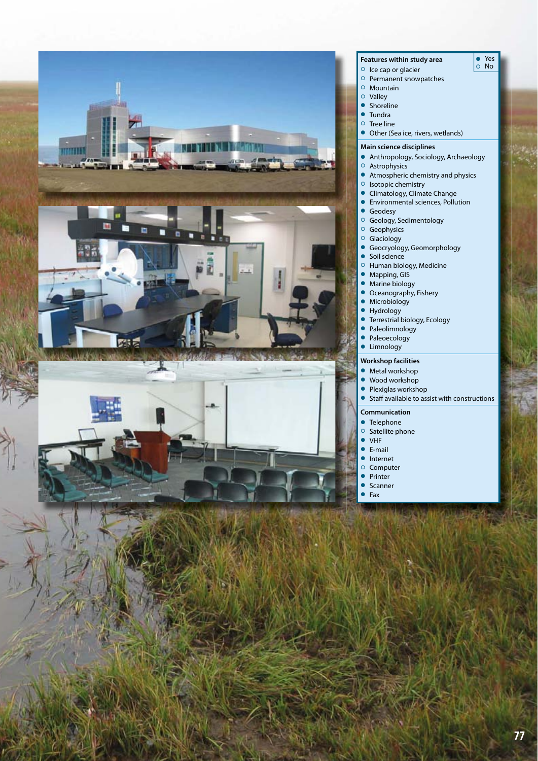**Features within study area**

- ● Yes
- ○ No

- ○ Ice cap or glacier
- ○ Permanent snowpatches
- ○ Mountain
- ○ Valley
- ● Shoreline
- ● Tundra
- ○ Tree line
- ● Other (Sea ice, rivers, wetlands)

**Main science disciplines**

- ● Anthropology, Sociology, Archaeology
- ○ Astrophysics
- ● Atmospheric chemistry and physics
- ○ Isotopic chemistry
- ● Climatology, Climate Change
- ● Environmental sciences, Pollution
- ● Geodesy
- ○ Geology, Sedimentology
- ○ Geophysics
- ○ Glaciology
- ● Geocryology, Geomorphology
- ● Soil science
- ○ Human biology, Medicine
- ● Mapping, GIS
- ● Marine biology
- ● Oceanography, Fishery
- ● Microbiology
- ● Hydrology
- ● Terrestrial biology, Ecology
- ● Paleolimnology
- ● Paleoecology
- ● Limnology

**Workshop facilities**

- ● Metal workshop
- ● Wood workshop
- ● Plexiglas workshop
- ● Staff available to assist with constructions

**Communication**

- ● Telephone
- ○ Satellite phone
- ● VHF
- ● E-mail
- ● Internet
- ○ Computer
- ● Printer
- ● Scanner
- ● Fax